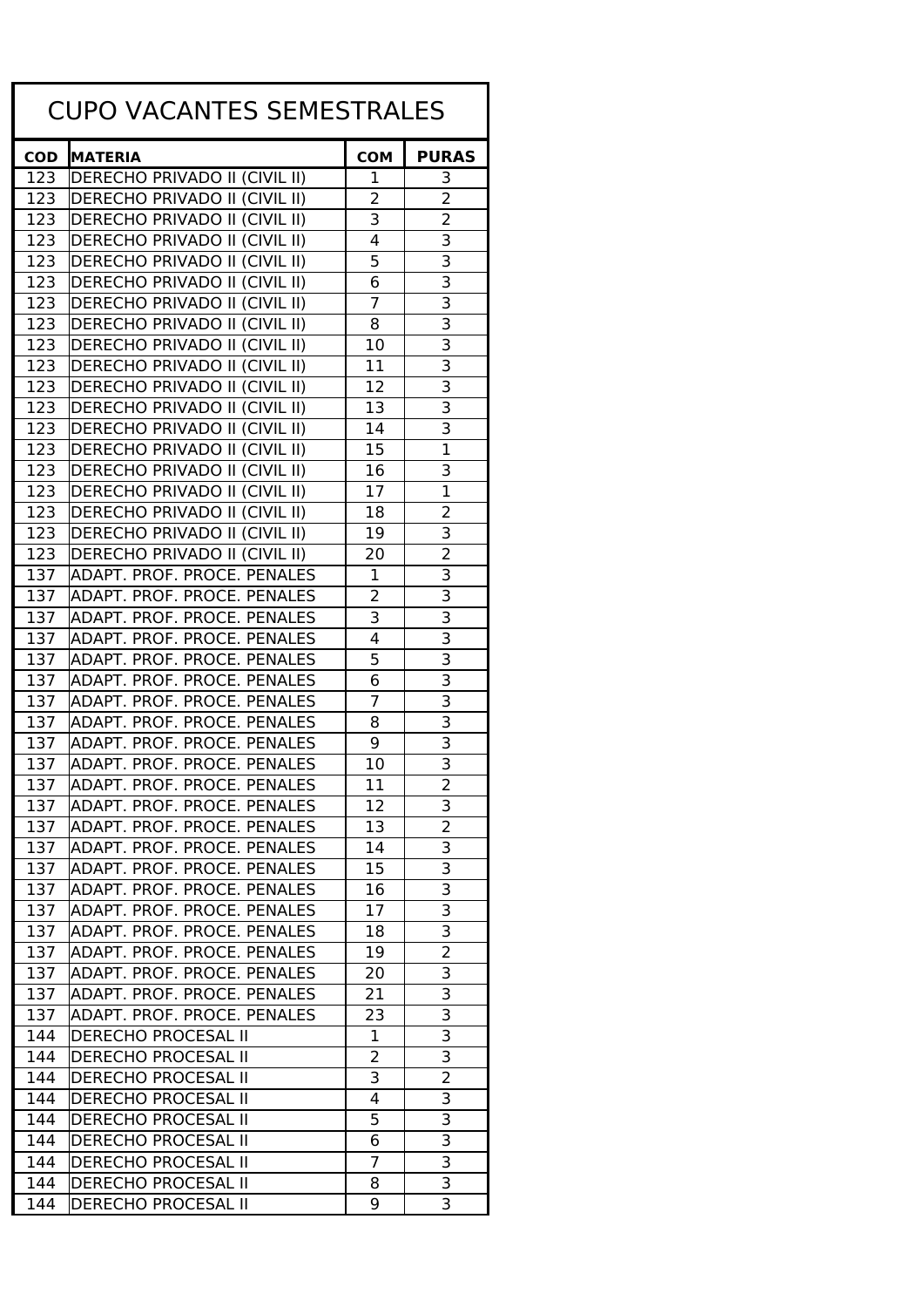# CUPO VACANTES SEMESTRALES

| COD | MATERIA | COM | PURAS |
|---|---|---|---|
| 123 | DERECHO PRIVADO II (CIVIL II) | 1 | 3 |
| 123 | DERECHO PRIVADO II (CIVIL II) | 2 | 2 |
| 123 | DERECHO PRIVADO II (CIVIL II) | 3 | 2 |
| 123 | DERECHO PRIVADO II (CIVIL II) | 4 | 3 |
| 123 | DERECHO PRIVADO II (CIVIL II) | 5 | 3 |
| 123 | DERECHO PRIVADO II (CIVIL II) | 6 | 3 |
| 123 | DERECHO PRIVADO II (CIVIL II) | 7 | 3 |
| 123 | DERECHO PRIVADO II (CIVIL II) | 8 | 3 |
| 123 | DERECHO PRIVADO II (CIVIL II) | 10 | 3 |
| 123 | DERECHO PRIVADO II (CIVIL II) | 11 | 3 |
| 123 | DERECHO PRIVADO II (CIVIL II) | 12 | 3 |
| 123 | DERECHO PRIVADO II (CIVIL II) | 13 | 3 |
| 123 | DERECHO PRIVADO II (CIVIL II) | 14 | 3 |
| 123 | DERECHO PRIVADO II (CIVIL II) | 15 | 1 |
| 123 | DERECHO PRIVADO II (CIVIL II) | 16 | 3 |
| 123 | DERECHO PRIVADO II (CIVIL II) | 17 | 1 |
| 123 | DERECHO PRIVADO II (CIVIL II) | 18 | 2 |
| 123 | DERECHO PRIVADO II (CIVIL II) | 19 | 3 |
| 123 | DERECHO PRIVADO II (CIVIL II) | 20 | 2 |
| 137 | ADAPT. PROF. PROCE. PENALES | 1 | 3 |
| 137 | ADAPT. PROF. PROCE. PENALES | 2 | 3 |
| 137 | ADAPT. PROF. PROCE. PENALES | 3 | 3 |
| 137 | ADAPT. PROF. PROCE. PENALES | 4 | 3 |
| 137 | ADAPT. PROF. PROCE. PENALES | 5 | 3 |
| 137 | ADAPT. PROF. PROCE. PENALES | 6 | 3 |
| 137 | ADAPT. PROF. PROCE. PENALES | 7 | 3 |
| 137 | ADAPT. PROF. PROCE. PENALES | 8 | 3 |
| 137 | ADAPT. PROF. PROCE. PENALES | 9 | 3 |
| 137 | ADAPT. PROF. PROCE. PENALES | 10 | 3 |
| 137 | ADAPT. PROF. PROCE. PENALES | 11 | 2 |
| 137 | ADAPT. PROF. PROCE. PENALES | 12 | 3 |
| 137 | ADAPT. PROF. PROCE. PENALES | 13 | 2 |
| 137 | ADAPT. PROF. PROCE. PENALES | 14 | 3 |
| 137 | ADAPT. PROF. PROCE. PENALES | 15 | 3 |
| 137 | ADAPT. PROF. PROCE. PENALES | 16 | 3 |
| 137 | ADAPT. PROF. PROCE. PENALES | 17 | 3 |
| 137 | ADAPT. PROF. PROCE. PENALES | 18 | 3 |
| 137 | ADAPT. PROF. PROCE. PENALES | 19 | 2 |
| 137 | ADAPT. PROF. PROCE. PENALES | 20 | 3 |
| 137 | ADAPT. PROF. PROCE. PENALES | 21 | 3 |
| 137 | ADAPT. PROF. PROCE. PENALES | 23 | 3 |
| 144 | DERECHO PROCESAL II | 1 | 3 |
| 144 | DERECHO PROCESAL II | 2 | 3 |
| 144 | DERECHO PROCESAL II | 3 | 2 |
| 144 | DERECHO PROCESAL II | 4 | 3 |
| 144 | DERECHO PROCESAL II | 5 | 3 |
| 144 | DERECHO PROCESAL II | 6 | 3 |
| 144 | DERECHO PROCESAL II | 7 | 3 |
| 144 | DERECHO PROCESAL II | 8 | 3 |
| 144 | DERECHO PROCESAL II | 9 | 3 |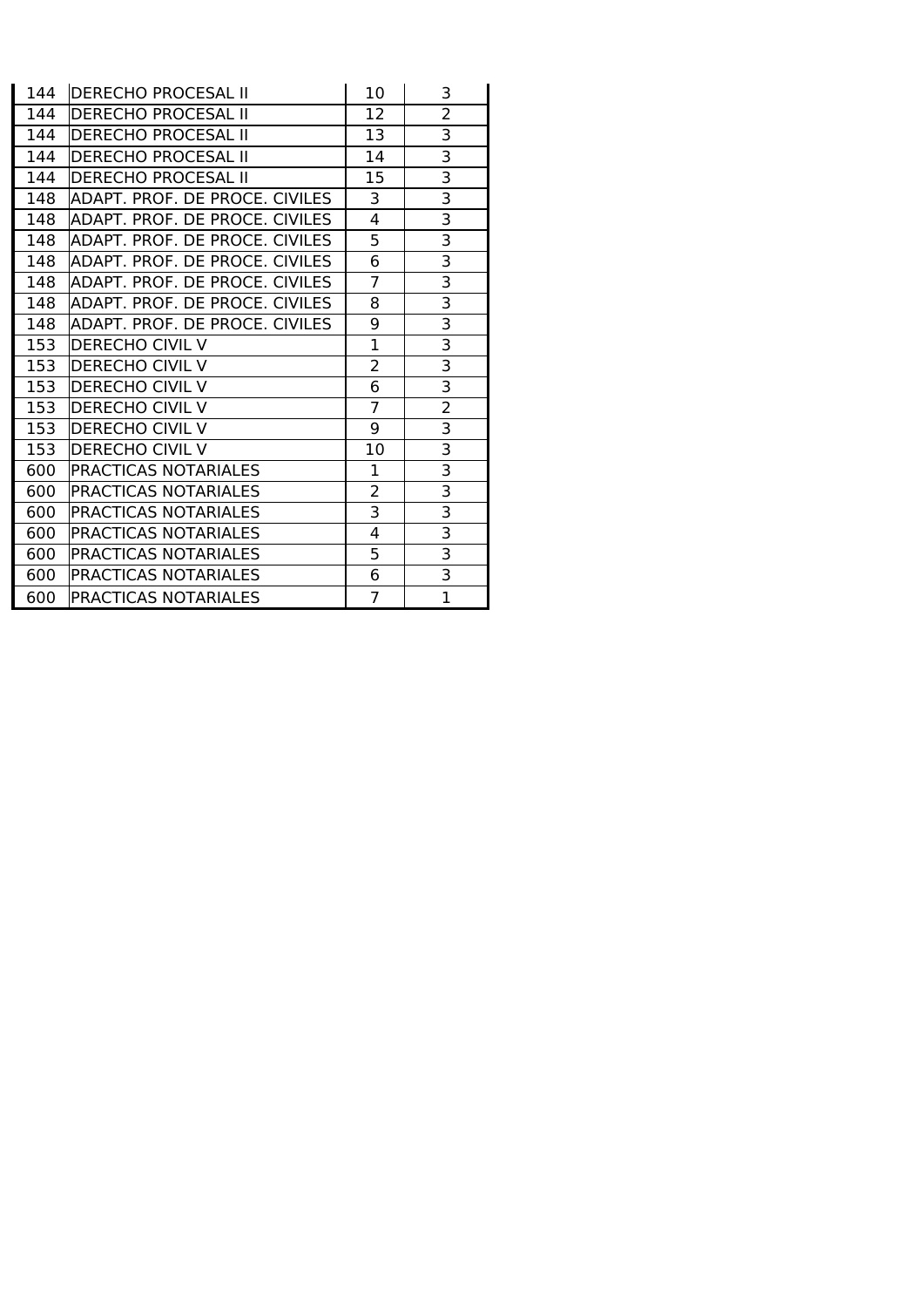| | | | |
|---|---|---|---|
| 144 | DERECHO PROCESAL II | 10 | 3 |
| 144 | DERECHO PROCESAL II | 12 | 2 |
| 144 | DERECHO PROCESAL II | 13 | 3 |
| 144 | DERECHO PROCESAL II | 14 | 3 |
| 144 | DERECHO PROCESAL II | 15 | 3 |
| 148 | ADAPT. PROF. DE PROCE. CIVILES | 3 | 3 |
| 148 | ADAPT. PROF. DE PROCE. CIVILES | 4 | 3 |
| 148 | ADAPT. PROF. DE PROCE. CIVILES | 5 | 3 |
| 148 | ADAPT. PROF. DE PROCE. CIVILES | 6 | 3 |
| 148 | ADAPT. PROF. DE PROCE. CIVILES | 7 | 3 |
| 148 | ADAPT. PROF. DE PROCE. CIVILES | 8 | 3 |
| 148 | ADAPT. PROF. DE PROCE. CIVILES | 9 | 3 |
| 153 | DERECHO CIVIL V | 1 | 3 |
| 153 | DERECHO CIVIL V | 2 | 3 |
| 153 | DERECHO CIVIL V | 6 | 3 |
| 153 | DERECHO CIVIL V | 7 | 2 |
| 153 | DERECHO CIVIL V | 9 | 3 |
| 153 | DERECHO CIVIL V | 10 | 3 |
| 600 | PRACTICAS NOTARIALES | 1 | 3 |
| 600 | PRACTICAS NOTARIALES | 2 | 3 |
| 600 | PRACTICAS NOTARIALES | 3 | 3 |
| 600 | PRACTICAS NOTARIALES | 4 | 3 |
| 600 | PRACTICAS NOTARIALES | 5 | 3 |
| 600 | PRACTICAS NOTARIALES | 6 | 3 |
| 600 | PRACTICAS NOTARIALES | 7 | 1 |